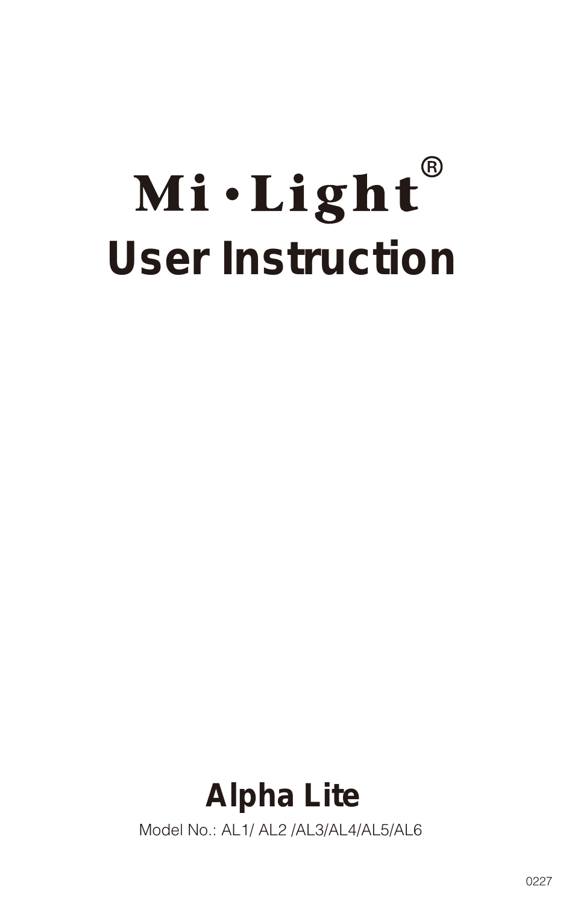# Mi·Light®

# User Instruction

## Alpha Lite

Model No.: AL1/ AL2 /AL3/AL4/AL5/AL6

0227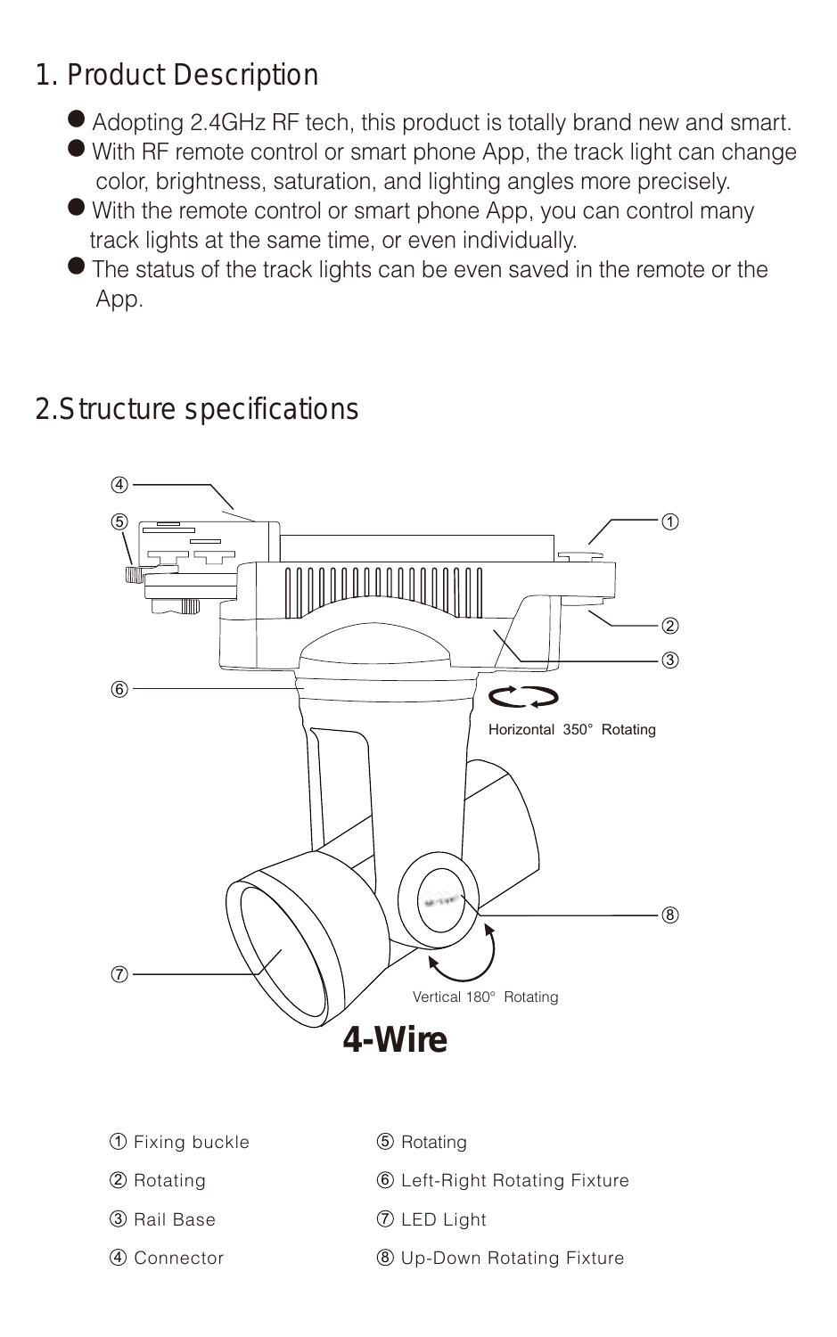# 1. Product Description

- Adopting 2.4GHz RF tech, this product is totally brand new and smart.
- With RF remote control or smart phone App, the track light can change color, brightness, saturation, and lighting angles more precisely.
- With the remote control or smart phone App, you can control many track lights at the same time, or even individually.
- The status of the track lights can be even saved in the remote or the App.

# 2.Structure specifications

Horizontal 350° Rotating

Vertical 180° Rotating

**4-Wire**

| | |
|---|---|
| ① Fixing buckle | ⑤ Rotating |
| ② Rotating | ⑥ Left-Right Rotating Fixture |
| ③ Rail Base | ⑦ LED Light |
| ④ Connector | ⑧ Up-Down Rotating Fixture |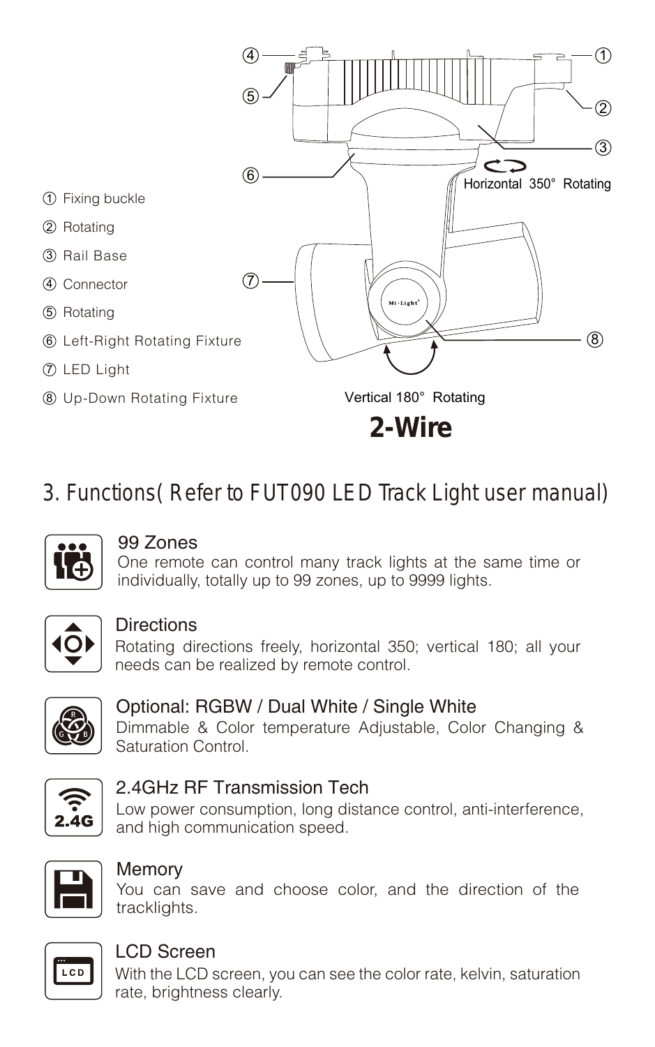① Fixing buckle

② Rotating

③ Rail Base

④ Connector

⑤ Rotating

⑥ Left-Right Rotating Fixture

⑦ LED Light

⑧ Up-Down Rotating Fixture

Horizontal 350° Rotating

Vertical 180° Rotating

**2-Wire**

## 3. Functions( Refer to FUT090 LED Track Light user manual)

### 99 Zones

One remote can control many track lights at the same time or individually, totally up to 99 zones, up to 9999 lights.

### Directions

Rotating directions freely, horizontal 350; vertical 180; all your needs can be realized by remote control.

### Optional: RGBW / Dual White / Single White

Dimmable & Color temperature Adjustable, Color Changing & Saturation Control.

### 2.4GHz RF Transmission Tech

Low power consumption, long distance control, anti-interference, and high communication speed.

### Memory

You can save and choose color, and the direction of the tracklights.

### LCD Screen

With the LCD screen, you can see the color rate, kelvin, saturation rate, brightness clearly.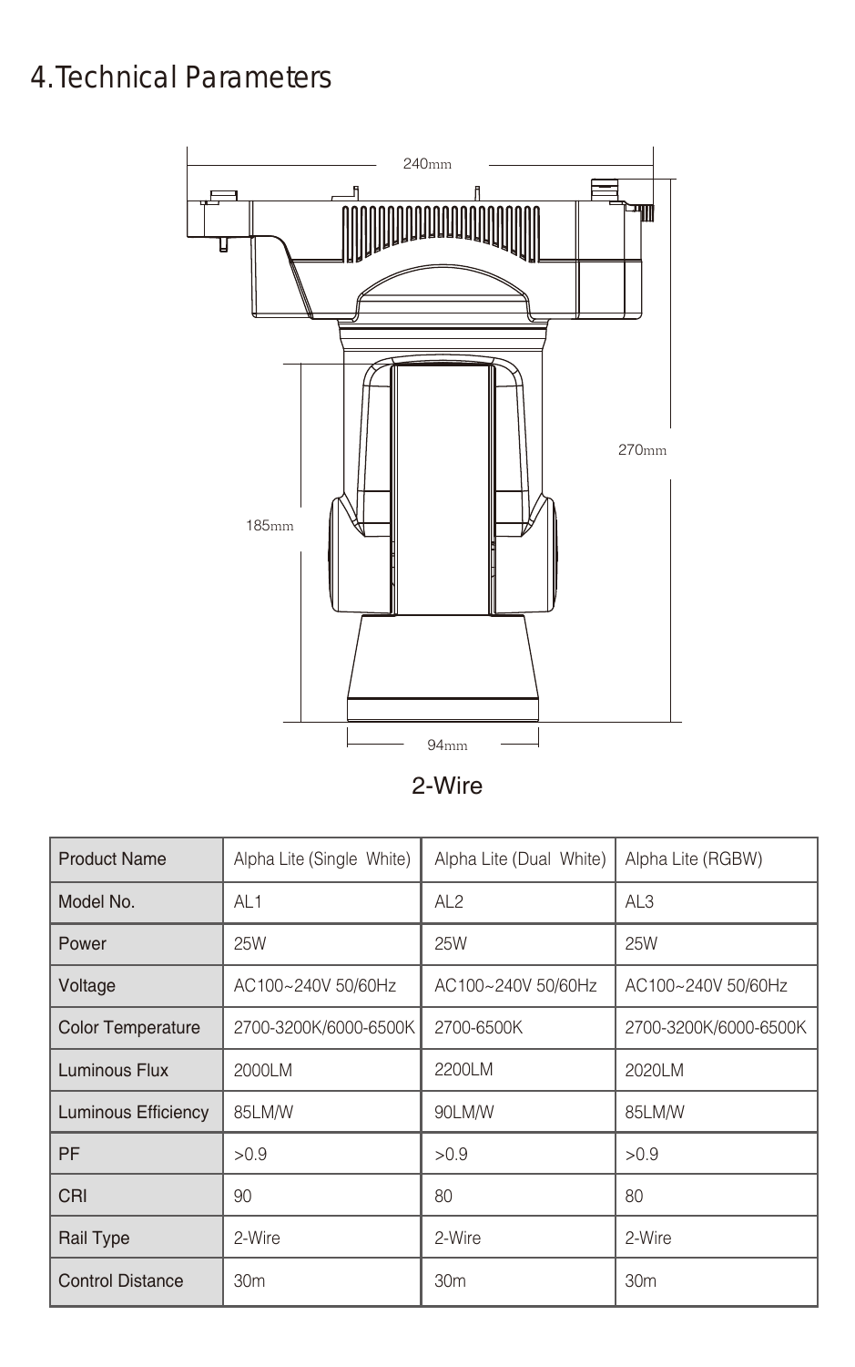# 4.Technical Parameters

240mm

270mm

185mm

94mm

2-Wire

| Product Name | Alpha Lite (Single White) | Alpha Lite (Dual White) | Alpha Lite (RGBW) |
|---|---|---|---|
| Model No. | AL1 | AL2 | AL3 |
| Power | 25W | 25W | 25W |
| Voltage | AC100~240V 50/60Hz | AC100~240V 50/60Hz | AC100~240V 50/60Hz |
| Color Temperature | 2700-3200K/6000-6500K | 2700-6500K | 2700-3200K/6000-6500K |
| Luminous Flux | 2000LM | 2200LM | 2020LM |
| Luminous Efficiency | 85LM/W | 90LM/W | 85LM/W |
| PF | >0.9 | >0.9 | >0.9 |
| CRI | 90 | 80 | 80 |
| Rail Type | 2-Wire | 2-Wire | 2-Wire |
| Control Distance | 30m | 30m | 30m |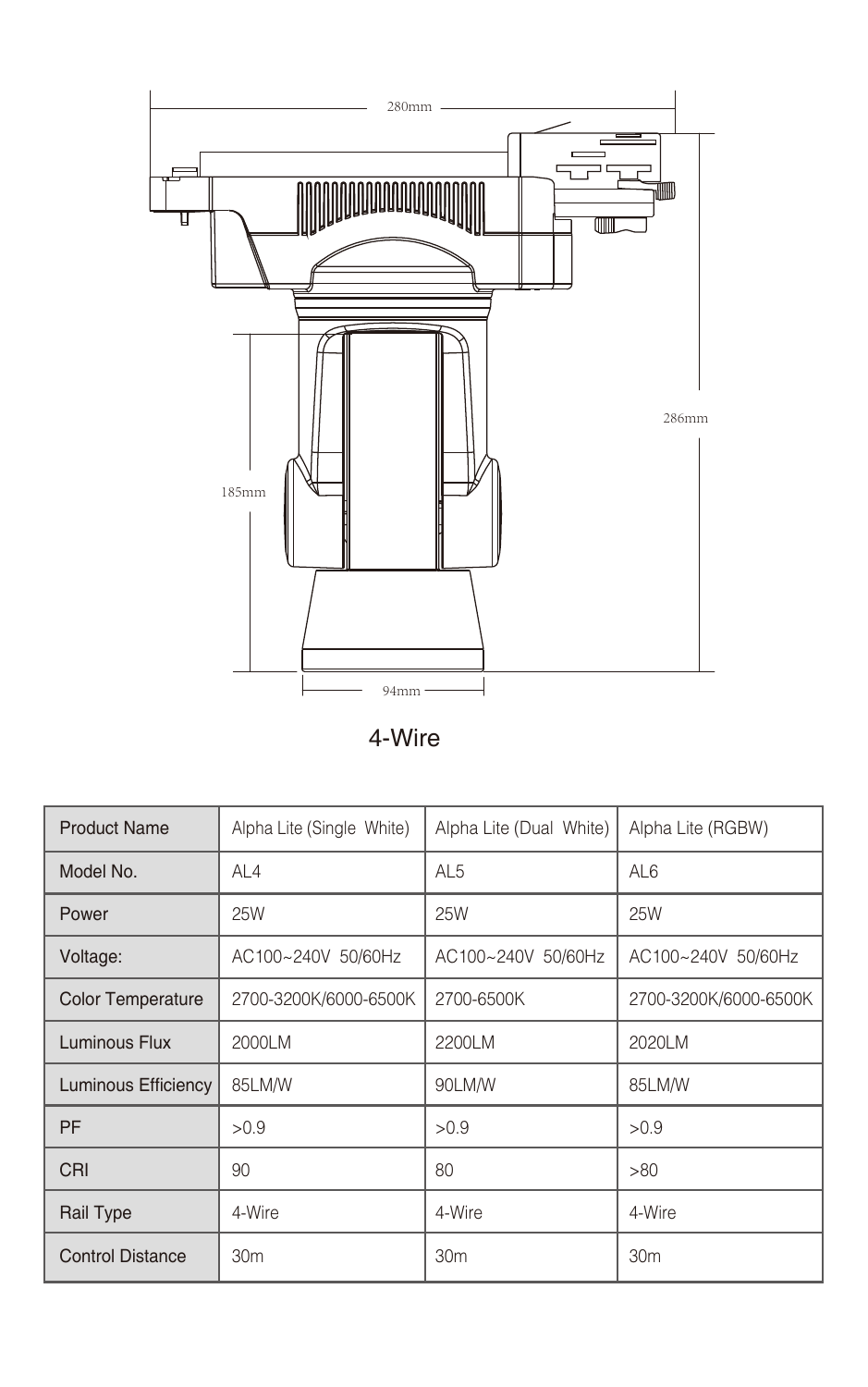280mm

286mm

185mm

94mm

4-Wire

| Product Name | Alpha Lite (Single White) | Alpha Lite (Dual White) | Alpha Lite (RGBW) |
|---|---|---|---|
| Model No. | AL4 | AL5 | AL6 |
| Power | 25W | 25W | 25W |
| Voltage: | AC100~240V 50/60Hz | AC100~240V 50/60Hz | AC100~240V 50/60Hz |
| Color Temperature | 2700-3200K/6000-6500K | 2700-6500K | 2700-3200K/6000-6500K |
| Luminous Flux | 2000LM | 2200LM | 2020LM |
| Luminous Efficiency | 85LM/W | 90LM/W | 85LM/W |
| PF | >0.9 | >0.9 | >0.9 |
| CRI | 90 | 80 | >80 |
| Rail Type | 4-Wire | 4-Wire | 4-Wire |
| Control Distance | 30m | 30m | 30m |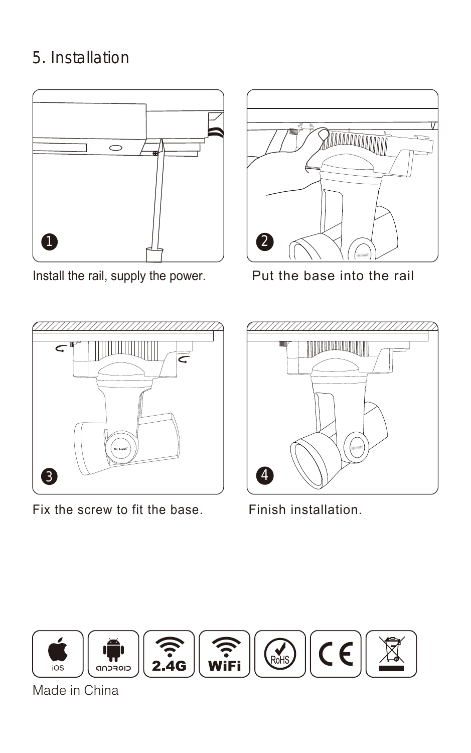## 5. Installation

1. Install the rail, supply the power.
2. Put the base into the rail
3. Fix the screw to fit the base.
4. Finish installation.

iOS

2.4G

WiFi

RoHS

CE

Made in China